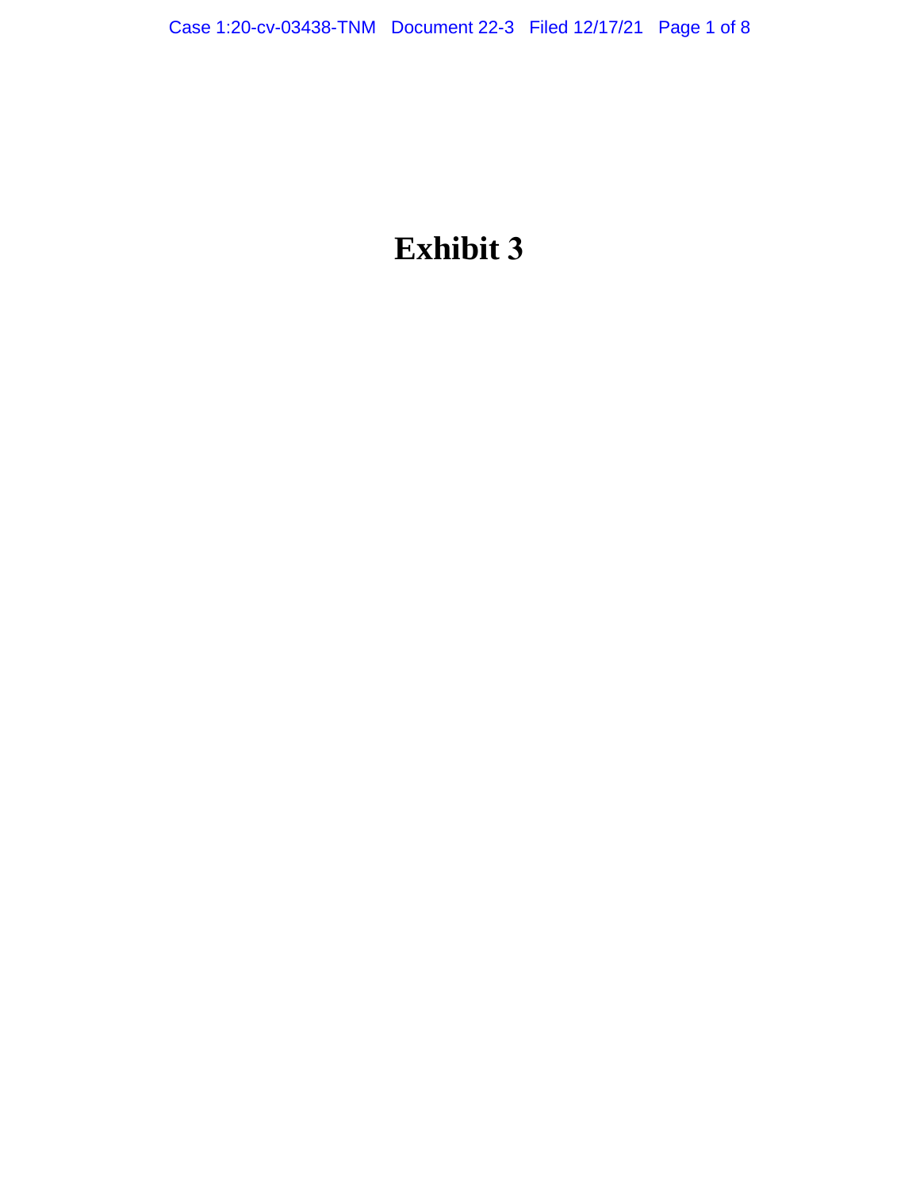# Exhibit 3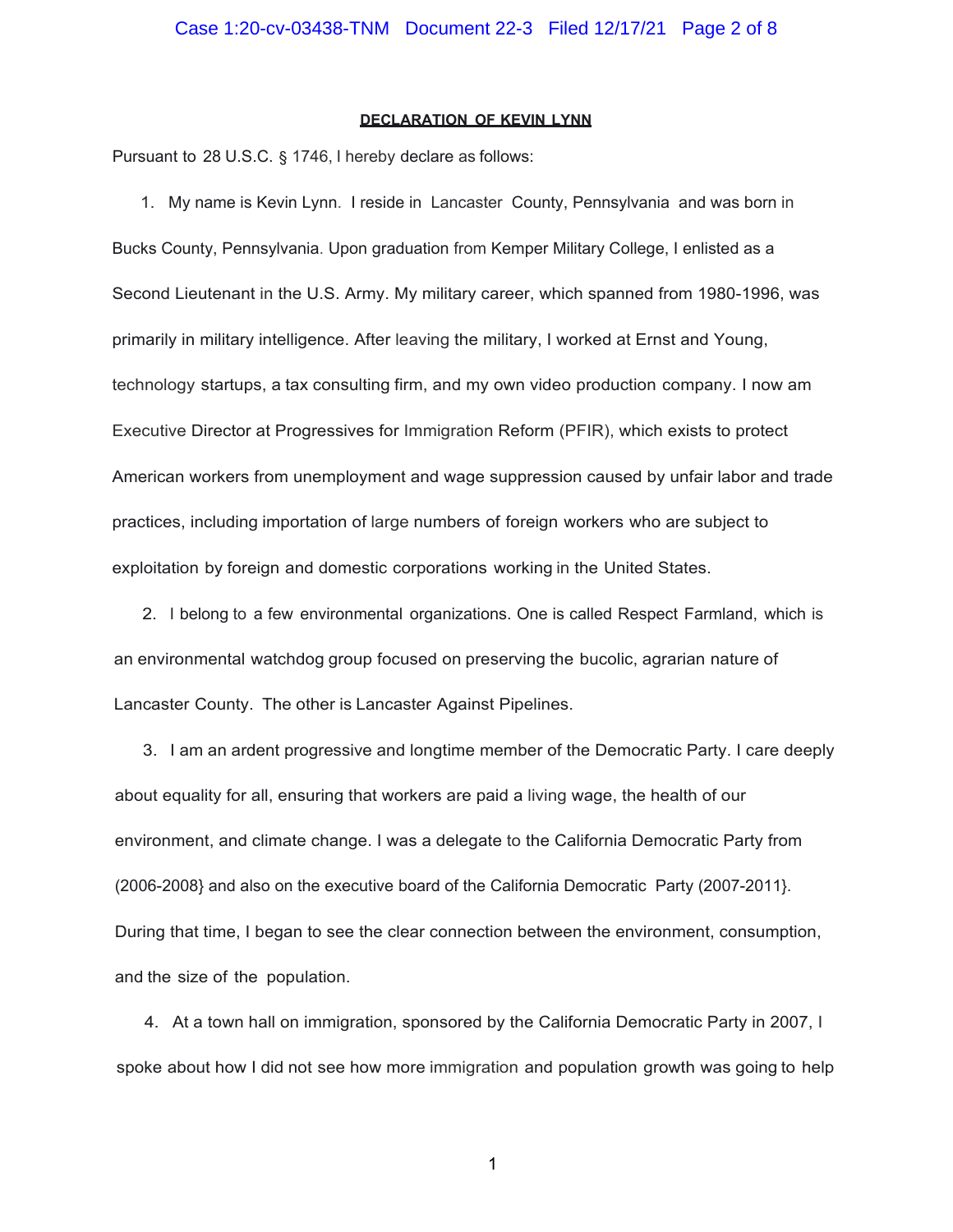**DECLARATION OF KEVIN LYNN**

Pursuant to 28 U.S.C. § 1746, I hereby declare as follows:

1. My name is Kevin Lynn. I reside in Lancaster County, Pennsylvania and was born in Bucks County, Pennsylvania. Upon graduation from Kemper Military College, I enlisted as a Second Lieutenant in the U.S. Army. My military career, which spanned from 1980-1996, was primarily in military intelligence. After leaving the military, I worked at Ernst and Young, technology startups, a tax consulting firm, and my own video production company. I now am Executive Director at Progressives for Immigration Reform (PFIR), which exists to protect American workers from unemployment and wage suppression caused by unfair labor and trade practices, including importation of large numbers of foreign workers who are subject to exploitation by foreign and domestic corporations working in the United States.

2. I belong to a few environmental organizations. One is called Respect Farmland, which is an environmental watchdog group focused on preserving the bucolic, agrarian nature of Lancaster County. The other is Lancaster Against Pipelines.

3. I am an ardent progressive and longtime member of the Democratic Party. I care deeply about equality for all, ensuring that workers are paid a living wage, the health of our environment, and climate change. I was a delegate to the California Democratic Party from (2006-2008} and also on the executive board of the California Democratic Party (2007-2011}. During that time, I began to see the clear connection between the environment, consumption, and the size of the population.

4. At a town hall on immigration, sponsored by the California Democratic Party in 2007, I spoke about how I did not see how more immigration and population growth was going to help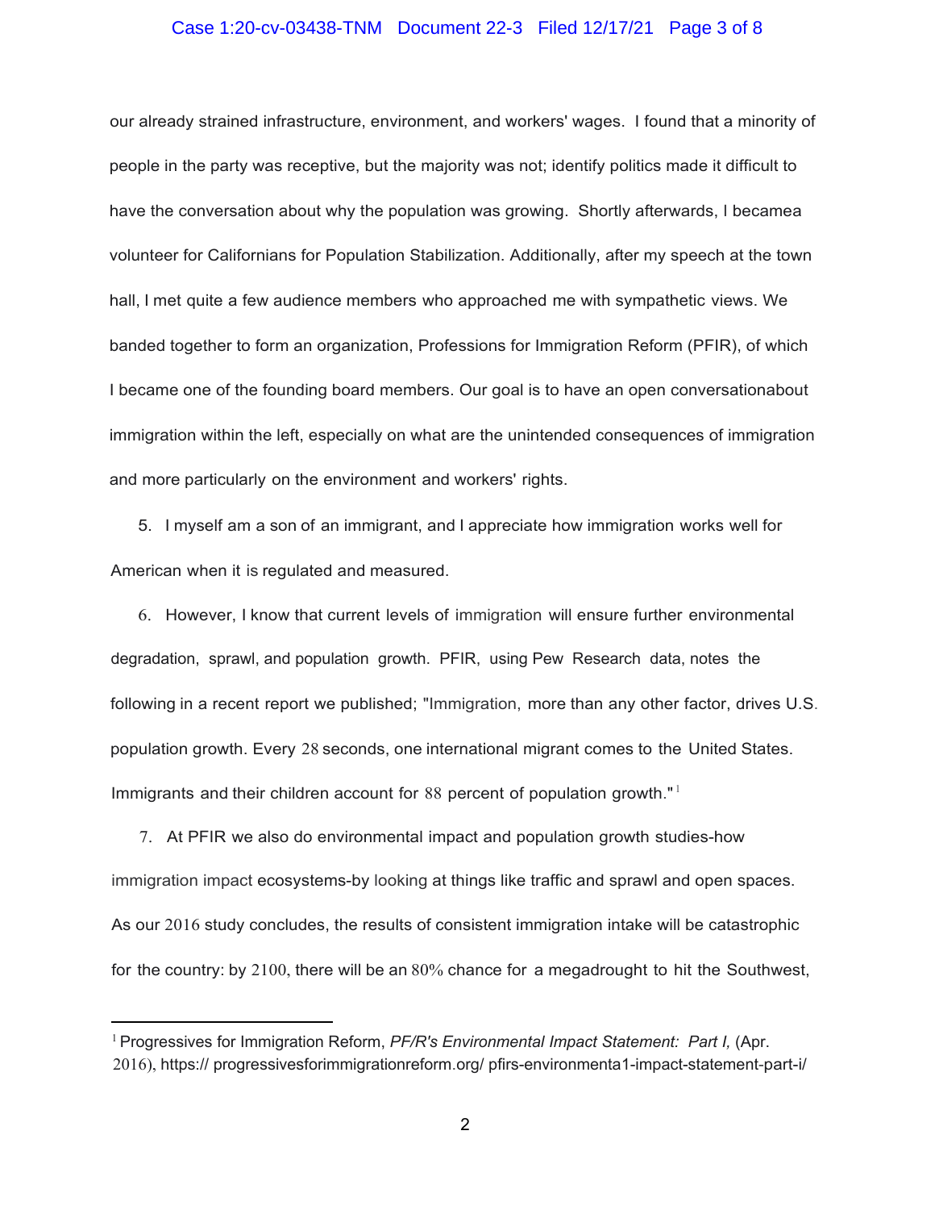our already strained infrastructure, environment, and workers' wages. I found that a minority of people in the party was receptive, but the majority was not; identify politics made it difficult to have the conversation about why the population was growing. Shortly afterwards, I becamea volunteer for Californians for Population Stabilization. Additionally, after my speech at the town hall, I met quite a few audience members who approached me with sympathetic views. We banded together to form an organization, Professions for Immigration Reform (PFIR), of which I became one of the founding board members. Our goal is to have an open conversationabout immigration within the left, especially on what are the unintended consequences of immigration and more particularly on the environment and workers' rights.

5. I myself am a son of an immigrant, and I appreciate how immigration works well for American when it is regulated and measured.

6. However, I know that current levels of immigration will ensure further environmental degradation, sprawl, and population growth. PFIR, using Pew Research data, notes the following in a recent report we published; "Immigration, more than any other factor, drives U.S. population growth. Every 28 seconds, one international migrant comes to the United States. Immigrants and their children account for 88 percent of population growth."[1]

7. At PFIR we also do environmental impact and population growth studies-how immigration impact ecosystems-by looking at things like traffic and sprawl and open spaces. As our 2016 study concludes, the results of consistent immigration intake will be catastrophic for the country: by 2100, there will be an 80% chance for a megadrought to hit the Southwest,

---

[1] Progressives for Immigration Reform, *PF/R's Environmental Impact Statement: Part I,* (Apr. 2016), https:// progressivesforimmigrationreform.org/ pfirs-environmenta1-impact-statement-part-i/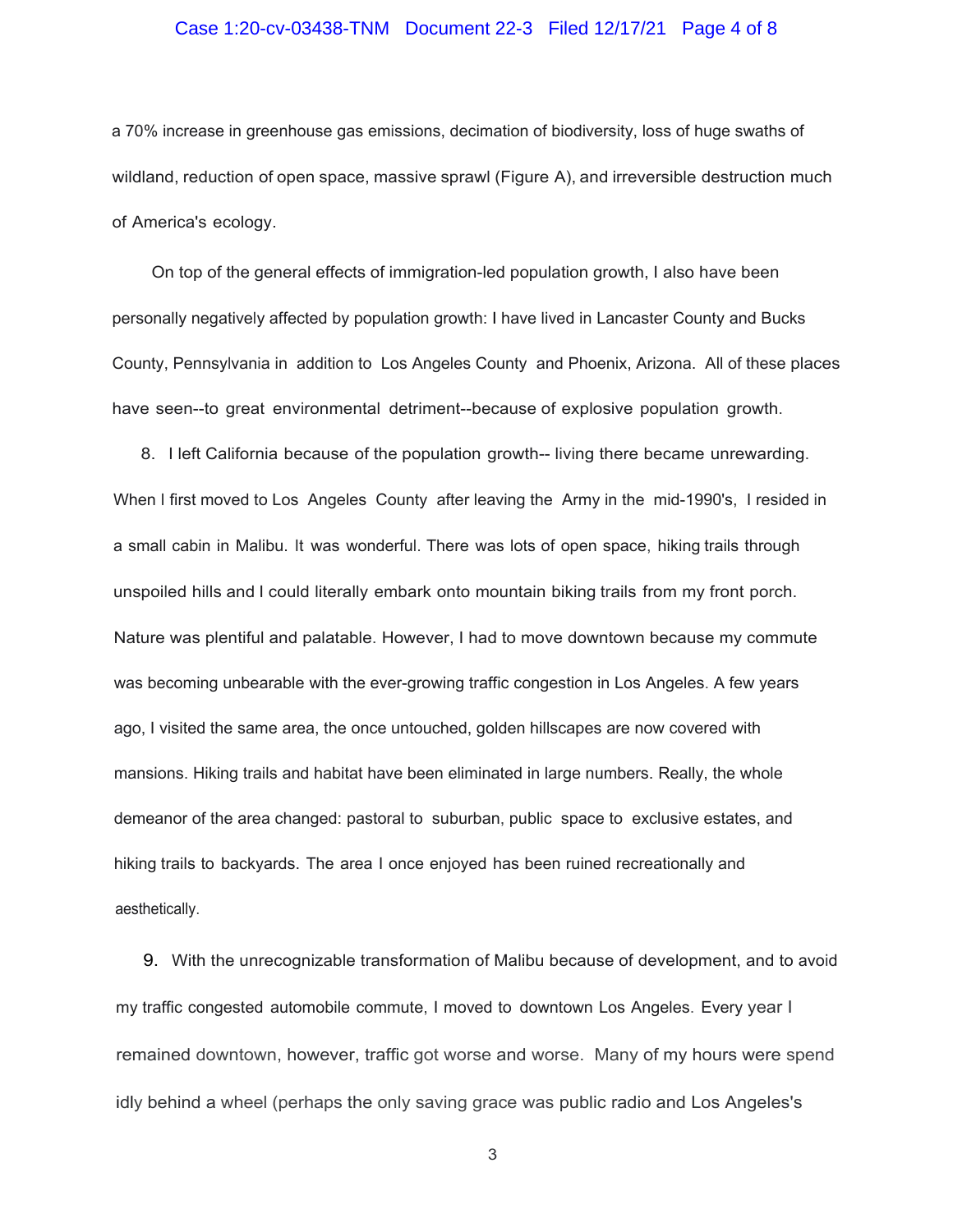a 70% increase in greenhouse gas emissions, decimation of biodiversity, loss of huge swaths of wildland, reduction of open space, massive sprawl (Figure A), and irreversible destruction much of America's ecology.

On top of the general effects of immigration-led population growth, I also have been personally negatively affected by population growth: I have lived in Lancaster County and Bucks County, Pennsylvania in addition to Los Angeles County and Phoenix, Arizona. All of these places have seen--to great environmental detriment--because of explosive population growth.

8. I left California because of the population growth-- living there became unrewarding. When I first moved to Los Angeles County after leaving the Army in the mid-1990's, I resided in a small cabin in Malibu. It was wonderful. There was lots of open space, hiking trails through unspoiled hills and I could literally embark onto mountain biking trails from my front porch. Nature was plentiful and palatable. However, I had to move downtown because my commute was becoming unbearable with the ever-growing traffic congestion in Los Angeles. A few years ago, I visited the same area, the once untouched, golden hillscapes are now covered with mansions. Hiking trails and habitat have been eliminated in large numbers. Really, the whole demeanor of the area changed: pastoral to suburban, public space to exclusive estates, and hiking trails to backyards. The area I once enjoyed has been ruined recreationally and aesthetically.

9. With the unrecognizable transformation of Malibu because of development, and to avoid my traffic congested automobile commute, I moved to downtown Los Angeles. Every year I remained downtown, however, traffic got worse and worse. Many of my hours were spend idly behind a wheel (perhaps the only saving grace was public radio and Los Angeles's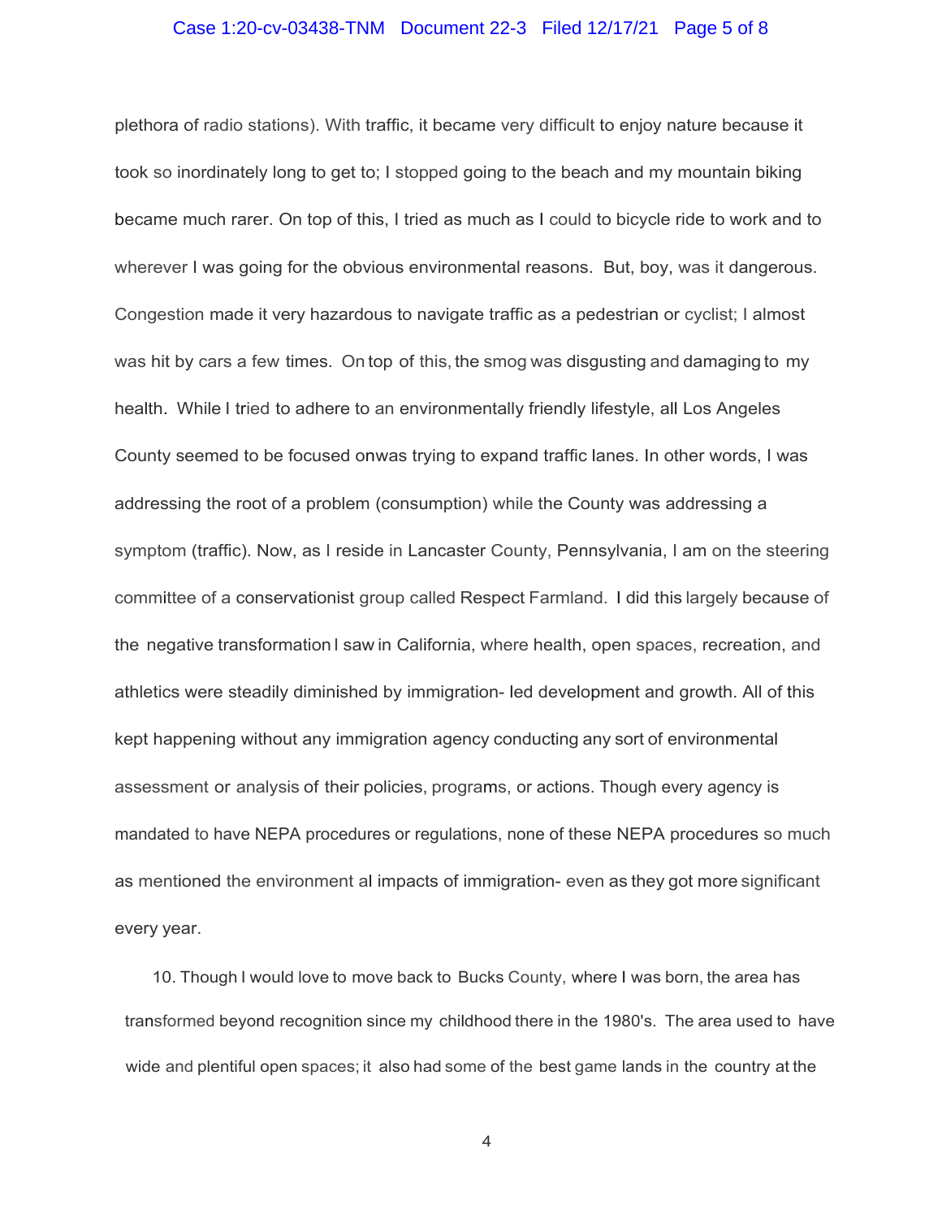plethora of radio stations). With traffic, it became very difficult to enjoy nature because it took so inordinately long to get to; I stopped going to the beach and my mountain biking became much rarer. On top of this, I tried as much as I could to bicycle ride to work and to wherever I was going for the obvious environmental reasons. But, boy, was it dangerous. Congestion made it very hazardous to navigate traffic as a pedestrian or cyclist; I almost was hit by cars a few times. On top of this, the smog was disgusting and damaging to my health. While I tried to adhere to an environmentally friendly lifestyle, all Los Angeles County seemed to be focused onwas trying to expand traffic lanes. In other words, I was addressing the root of a problem (consumption) while the County was addressing a symptom (traffic). Now, as I reside in Lancaster County, Pennsylvania, I am on the steering committee of a conservationist group called Respect Farmland. I did this largely because of the negative transformation I saw in California, where health, open spaces, recreation, and athletics were steadily diminished by immigration- led development and growth. All of this kept happening without any immigration agency conducting any sort of environmental assessment or analysis of their policies, programs, or actions. Though every agency is mandated to have NEPA procedures or regulations, none of these NEPA procedures so much as mentioned the environment al impacts of immigration- even as they got more significant every year.

10. Though I would love to move back to Bucks County, where I was born, the area has transformed beyond recognition since my childhood there in the 1980's. The area used to have wide and plentiful open spaces; it also had some of the best game lands in the country at the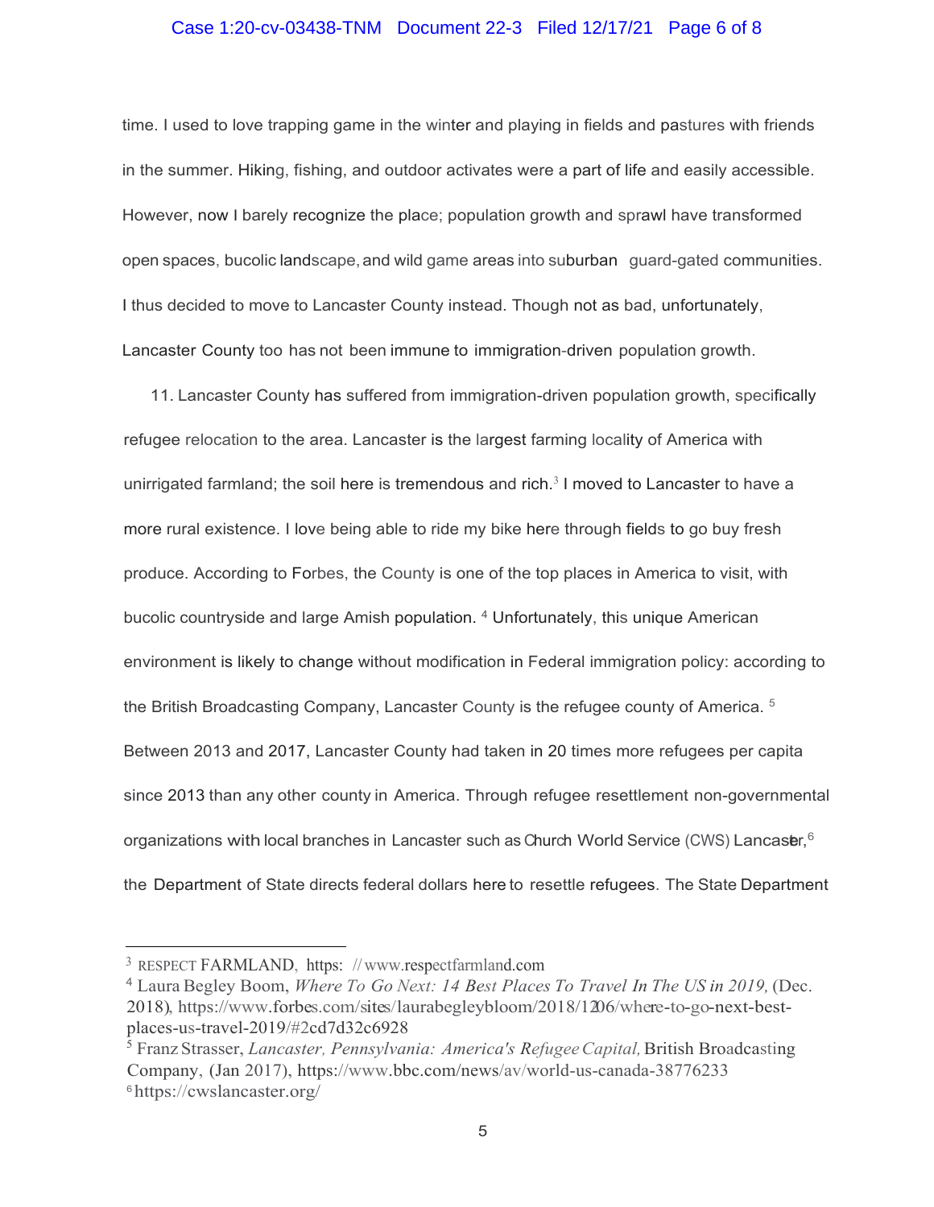time. I used to love trapping game in the winter and playing in fields and pastures with friends in the summer. Hiking, fishing, and outdoor activates were a part of life and easily accessible. However, now I barely recognize the place; population growth and sprawl have transformed open spaces, bucolic landscape, and wild game areas into suburban guard-gated communities. I thus decided to move to Lancaster County instead. Though not as bad, unfortunately, Lancaster County too has not been immune to immigration-driven population growth.

11. Lancaster County has suffered from immigration-driven population growth, specifically refugee relocation to the area. Lancaster is the largest farming locality of America with unirrigated farmland; the soil here is tremendous and rich.[3] I moved to Lancaster to have a more rural existence. I love being able to ride my bike here through fields to go buy fresh produce. According to Forbes, the County is one of the top places in America to visit, with bucolic countryside and large Amish population. [4] Unfortunately, this unique American environment is likely to change without modification in Federal immigration policy: according to the British Broadcasting Company, Lancaster County is the refugee county of America. [5] Between 2013 and 2017, Lancaster County had taken in 20 times more refugees per capita since 2013 than any other county in America. Through refugee resettlement non-governmental organizations with local branches in Lancaster such as Church World Service (CWS) Lancaster,[6] the Department of State directs federal dollars here to resettle refugees. The State Department

---

[3] RESPECT FARMLAND, https: //www.respectfarmland.com

[4] Laura Begley Boom, *Where To Go Next: 14 Best Places To Travel In The US in 2019,* (Dec. 2018), https://www.forbes.com/sites/laurabegleybloom/2018/12/06/where-to-go-next-best-places-us-travel-2019/#2cd7d32c6928

[5] Franz Strasser, *Lancaster, Pennsylvania: America's Refugee Capital,* British Broadcasting Company, (Jan 2017), https://www.bbc.com/news/av/world-us-canada-38776233

[6] https://cwslancaster.org/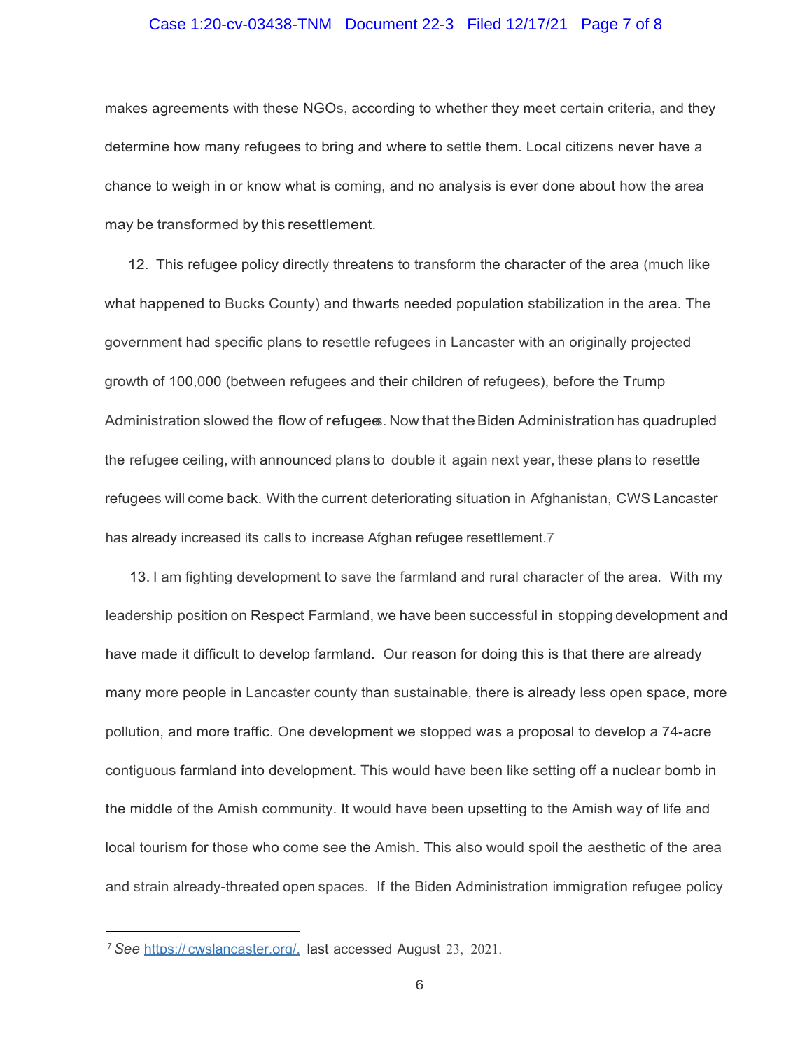makes agreements with these NGOs, according to whether they meet certain criteria, and they determine how many refugees to bring and where to settle them. Local citizens never have a chance to weigh in or know what is coming, and no analysis is ever done about how the area may be transformed by this resettlement.

12. This refugee policy directly threatens to transform the character of the area (much like what happened to Bucks County) and thwarts needed population stabilization in the area. The government had specific plans to resettle refugees in Lancaster with an originally projected growth of 100,000 (between refugees and their children of refugees), before the Trump Administration slowed the flow of refugees. Now that the Biden Administration has quadrupled the refugee ceiling, with announced plans to double it again next year, these plans to resettle refugees will come back. With the current deteriorating situation in Afghanistan, CWS Lancaster has already increased its calls to increase Afghan refugee resettlement.[7]

13. I am fighting development to save the farmland and rural character of the area. With my leadership position on Respect Farmland, we have been successful in stopping development and have made it difficult to develop farmland. Our reason for doing this is that there are already many more people in Lancaster county than sustainable, there is already less open space, more pollution, and more traffic. One development we stopped was a proposal to develop a 74-acre contiguous farmland into development. This would have been like setting off a nuclear bomb in the middle of the Amish community. It would have been upsetting to the Amish way of life and local tourism for those who come see the Amish. This also would spoil the aesthetic of the area and strain already-threated open spaces. If the Biden Administration immigration refugee policy

---

[7] *See* https://cwslancaster.org/, last accessed August 23, 2021.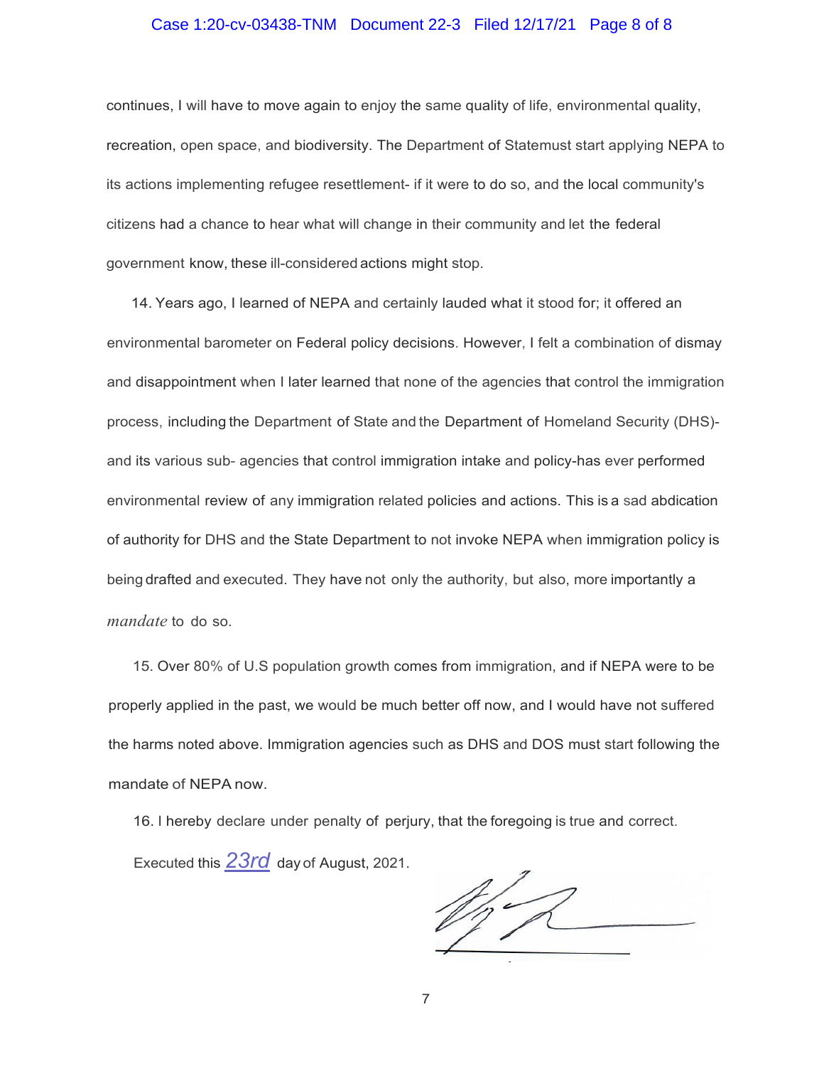continues, I will have to move again to enjoy the same quality of life, environmental quality, recreation, open space, and biodiversity. The Department of Statemust start applying NEPA to its actions implementing refugee resettlement- if it were to do so, and the local community's citizens had a chance to hear what will change in their community and let the federal government know, these ill-considered actions might stop.

14. Years ago, I learned of NEPA and certainly lauded what it stood for; it offered an environmental barometer on Federal policy decisions. However, I felt a combination of dismay and disappointment when I later learned that none of the agencies that control the immigration process, including the Department of State and the Department of Homeland Security (DHS)- and its various sub- agencies that control immigration intake and policy-has ever performed environmental review of any immigration related policies and actions. This is a sad abdication of authority for DHS and the State Department to not invoke NEPA when immigration policy is being drafted and executed. They have not only the authority, but also, more importantly a *mandate* to do so.

15. Over 80% of U.S population growth comes from immigration, and if NEPA were to be properly applied in the past, we would be much better off now, and I would have not suffered the harms noted above. Immigration agencies such as DHS and DOS must start following the mandate of NEPA now.

16. I hereby declare under penalty of perjury, that the foregoing is true and correct.

Executed this 23rd day of August, 2021.